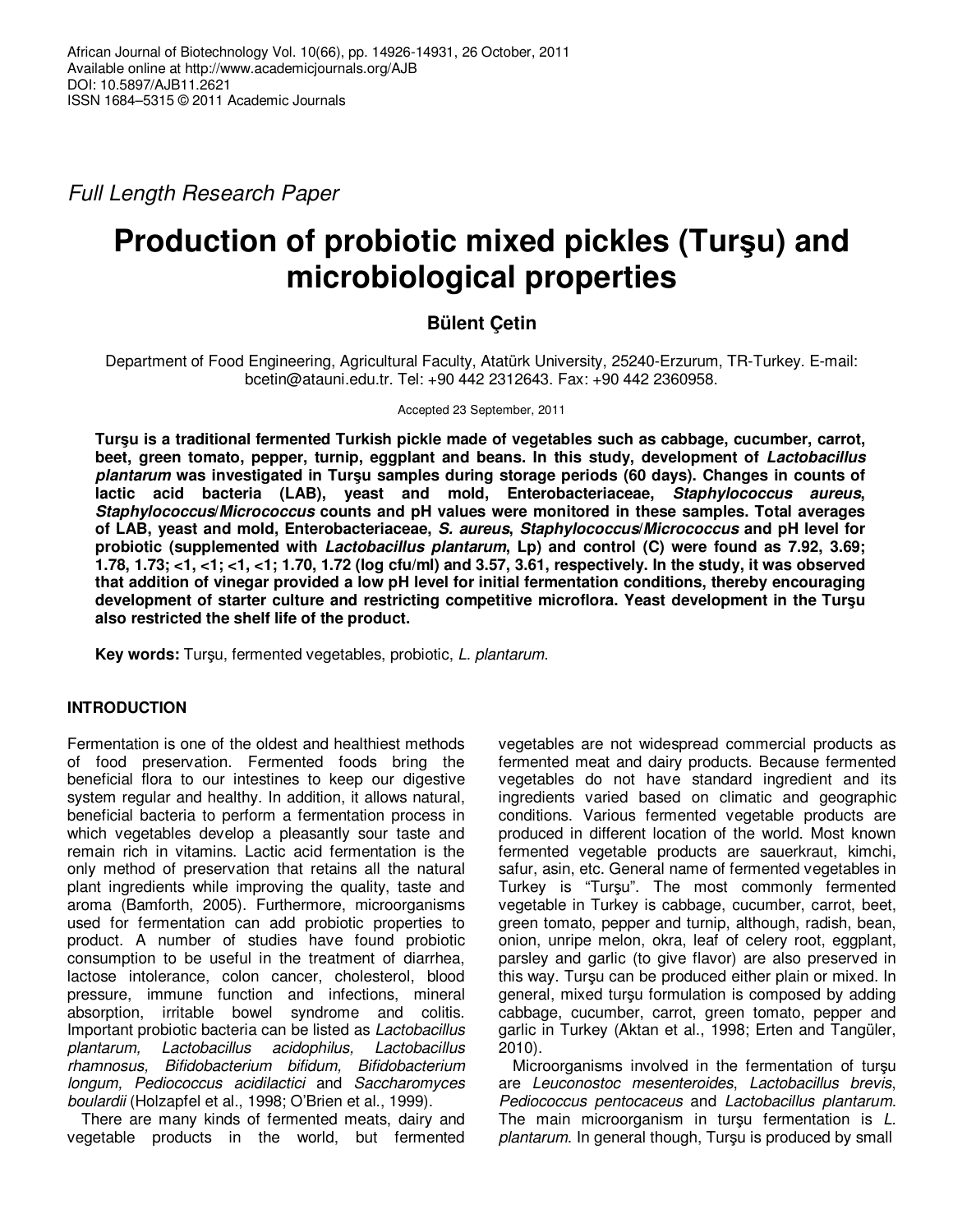Full Length Research Paper

# Production of probiotic mixed pickles (Turşu) and microbiological properties

**Bülent Çetin**

Department of Food Engineering, Agricultural Faculty, Atatürk University, 25240-Erzurum, TR-Turkey. E-mail: bcetin@atauni.edu.tr. Tel: +90 442 2312643. Fax: +90 442 2360958.

Accepted 23 September, 2011

**Turşu is a traditional fermented Turkish pickle made of vegetables such as cabbage, cucumber, carrot, beet, green tomato, pepper, turnip, eggplant and beans. In this study, development of *Lactobacillus plantarum* was investigated in Turşu samples during storage periods (60 days). Changes in counts of lactic acid bacteria (LAB), yeast and mold, Enterobacteriaceae, *Staphylococcus aureus*, *Staphylococcus*/*Micrococcus* counts and pH values were monitored in these samples. Total averages of LAB, yeast and mold, Enterobacteriaceae, *S. aureus*, *Staphylococcus*/*Micrococcus* and pH level for probiotic (supplemented with *Lactobacillus plantarum*, Lp) and control (C) were found as 7.92, 3.69; 1.78, 1.73; <1, <1; <1, <1; 1.70, 1.72 (log cfu/ml) and 3.57, 3.61, respectively. In the study, it was observed that addition of vinegar provided a low pH level for initial fermentation conditions, thereby encouraging development of starter culture and restricting competitive microflora. Yeast development in the Turşu also restricted the shelf life of the product.**

**Key words:** Turşu, fermented vegetables, probiotic, *L. plantarum*.

## INTRODUCTION

Fermentation is one of the oldest and healthiest methods of food preservation. Fermented foods bring the beneficial flora to our intestines to keep our digestive system regular and healthy. In addition, it allows natural, beneficial bacteria to perform a fermentation process in which vegetables develop a pleasantly sour taste and remain rich in vitamins. Lactic acid fermentation is the only method of preservation that retains all the natural plant ingredients while improving the quality, taste and aroma (Bamforth, 2005). Furthermore, microorganisms used for fermentation can add probiotic properties to product. A number of studies have found probiotic consumption to be useful in the treatment of diarrhea, lactose intolerance, colon cancer, cholesterol, blood pressure, immune function and infections, mineral absorption, irritable bowel syndrome and colitis. Important probiotic bacteria can be listed as *Lactobacillus plantarum, Lactobacillus acidophilus, Lactobacillus rhamnosus, Bifidobacterium bifidum, Bifidobacterium longum, Pediococcus acidilactici* and *Saccharomyces boulardii* (Holzapfel et al., 1998; O'Brien et al., 1999).

There are many kinds of fermented meats, dairy and vegetable products in the world, but fermented vegetables are not widespread commercial products as fermented meat and dairy products. Because fermented vegetables do not have standard ingredient and its ingredients varied based on climatic and geographic conditions. Various fermented vegetable products are produced in different location of the world. Most known fermented vegetable products are sauerkraut, kimchi, safur, asin, etc. General name of fermented vegetables in Turkey is "Turşu". The most commonly fermented vegetable in Turkey is cabbage, cucumber, carrot, beet, green tomato, pepper and turnip, although, radish, bean, onion, unripe melon, okra, leaf of celery root, eggplant, parsley and garlic (to give flavor) are also preserved in this way. Turşu can be produced either plain or mixed. In general, mixed turşu formulation is composed by adding cabbage, cucumber, carrot, green tomato, pepper and garlic in Turkey (Aktan et al., 1998; Erten and Tangüler, 2010).

Microorganisms involved in the fermentation of turşu are *Leuconostoc mesenteroides*, *Lactobacillus brevis*, *Pediococcus pentocaceus* and *Lactobacillus plantarum*. The main microorganism in turşu fermentation is *L. plantarum*. In general though, Turşu is produced by small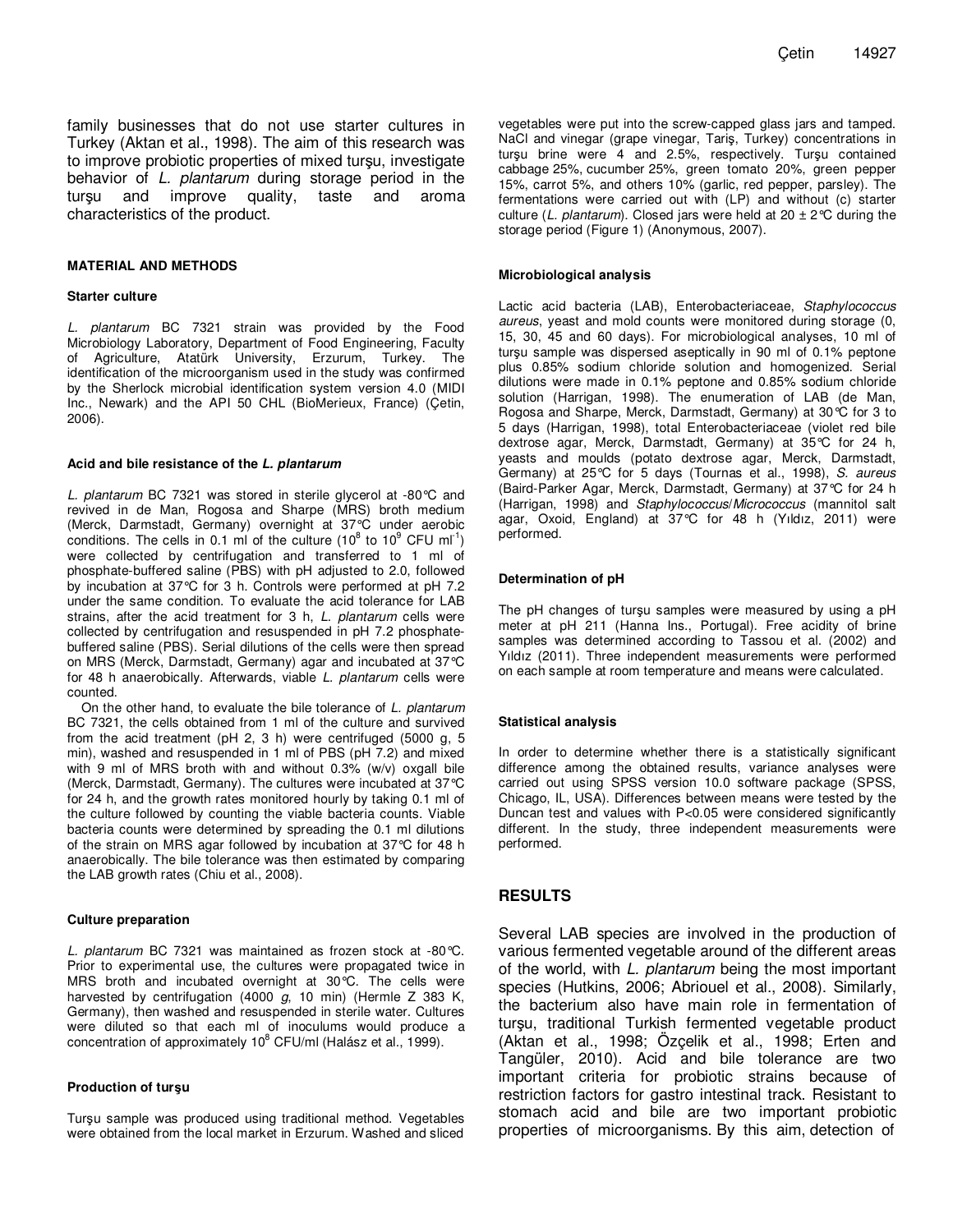family businesses that do not use starter cultures in Turkey (Aktan et al., 1998). The aim of this research was to improve probiotic properties of mixed turşu, investigate behavior of *L. plantarum* during storage period in the turşu and improve quality, taste and aroma characteristics of the product.

## MATERIAL AND METHODS

### Starter culture

*L. plantarum* BC 7321 strain was provided by the Food Microbiology Laboratory, Department of Food Engineering, Faculty of Agriculture, Atatürk University, Erzurum, Turkey. The identification of the microorganism used in the study was confirmed by the Sherlock microbial identification system version 4.0 (MIDI Inc., Newark) and the API 50 CHL (BioMerieux, France) (Çetin, 2006).

### Acid and bile resistance of the *L. plantarum*

*L. plantarum* BC 7321 was stored in sterile glycerol at -80°C and revived in de Man, Rogosa and Sharpe (MRS) broth medium (Merck, Darmstadt, Germany) overnight at 37°C under aerobic conditions. The cells in 0.1 ml of the culture ($10^8$ to $10^9$ CFU $ml^{-1}$) were collected by centrifugation and transferred to 1 ml of phosphate-buffered saline (PBS) with pH adjusted to 2.0, followed by incubation at 37°C for 3 h. Controls were performed at pH 7.2 under the same condition. To evaluate the acid tolerance for LAB strains, after the acid treatment for 3 h, *L. plantarum* cells were collected by centrifugation and resuspended in pH 7.2 phosphate-buffered saline (PBS). Serial dilutions of the cells were then spread on MRS (Merck, Darmstadt, Germany) agar and incubated at 37°C for 48 h anaerobically. Afterwards, viable *L. plantarum* cells were counted.

On the other hand, to evaluate the bile tolerance of *L. plantarum* BC 7321, the cells obtained from 1 ml of the culture and survived from the acid treatment (pH 2, 3 h) were centrifuged (5000 g, 5 min), washed and resuspended in 1 ml of PBS (pH 7.2) and mixed with 9 ml of MRS broth with and without 0.3% (w/v) oxgall bile (Merck, Darmstadt, Germany). The cultures were incubated at 37°C for 24 h, and the growth rates monitored hourly by taking 0.1 ml of the culture followed by counting the viable bacteria counts. Viable bacteria counts were determined by spreading the 0.1 ml dilutions of the strain on MRS agar followed by incubation at 37°C for 48 h anaerobically. The bile tolerance was then estimated by comparing the LAB growth rates (Chiu et al., 2008).

### Culture preparation

*L. plantarum* BC 7321 was maintained as frozen stock at -80°C. Prior to experimental use, the cultures were propagated twice in MRS broth and incubated overnight at 30°C. The cells were harvested by centrifugation (4000 *g*, 10 min) (Hermle Z 383 K, Germany), then washed and resuspended in sterile water. Cultures were diluted so that each ml of inoculums would produce a concentration of approximately $10^8$ CFU/ml (Halász et al., 1999).

### Production of turşu

Turşu sample was produced using traditional method. Vegetables were obtained from the local market in Erzurum. Washed and sliced vegetables were put into the screw-capped glass jars and tamped. NaCl and vinegar (grape vinegar, Tariş, Turkey) concentrations in turşu brine were 4 and 2.5%, respectively. Turşu contained cabbage 25%, cucumber 25%, green tomato 20%, green pepper 15%, carrot 5%, and others 10% (garlic, red pepper, parsley). The fermentations were carried out with (LP) and without (c) starter culture (*L. plantarum*). Closed jars were held at 20 ± 2°C during the storage period (Figure 1) (Anonymous, 2007).

### Microbiological analysis

Lactic acid bacteria (LAB), Enterobacteriaceae, *Staphylococcus aureus*, yeast and mold counts were monitored during storage (0, 15, 30, 45 and 60 days). For microbiological analyses, 10 ml of turşu sample was dispersed aseptically in 90 ml of 0.1% peptone plus 0.85% sodium chloride solution and homogenized. Serial dilutions were made in 0.1% peptone and 0.85% sodium chloride solution (Harrigan, 1998). The enumeration of LAB (de Man, Rogosa and Sharpe, Merck, Darmstadt, Germany) at 30°C for 3 to 5 days (Harrigan, 1998), total Enterobacteriaceae (violet red bile dextrose agar, Merck, Darmstadt, Germany) at 35°C for 24 h, yeasts and moulds (potato dextrose agar, Merck, Darmstadt, Germany) at 25°C for 5 days (Tournas et al., 1998), *S. aureus* (Baird-Parker Agar, Merck, Darmstadt, Germany) at 37°C for 24 h (Harrigan, 1998) and *Staphylococcus*/*Micrococcus* (mannitol salt agar, Oxoid, England) at 37°C for 48 h (Yıldız, 2011) were performed.

### Determination of pH

The pH changes of turşu samples were measured by using a pH meter at pH 211 (Hanna Ins., Portugal). Free acidity of brine samples was determined according to Tassou et al. (2002) and Yıldız (2011). Three independent measurements were performed on each sample at room temperature and means were calculated.

### Statistical analysis

In order to determine whether there is a statistically significant difference among the obtained results, variance analyses were carried out using SPSS version 10.0 software package (SPSS, Chicago, IL, USA). Differences between means were tested by the Duncan test and values with $P<0.05$ were considered significantly different. In the study, three independent measurements were performed.

## RESULTS

Several LAB species are involved in the production of various fermented vegetable around of the different areas of the world, with *L. plantarum* being the most important species (Hutkins, 2006; Abriouel et al., 2008). Similarly, the bacterium also have main role in fermentation of turşu, traditional Turkish fermented vegetable product (Aktan et al., 1998; Özçelik et al., 1998; Erten and Tangüler, 2010). Acid and bile tolerance are two important criteria for probiotic strains because of restriction factors for gastro intestinal track. Resistant to stomach acid and bile are two important probiotic properties of microorganisms. By this aim, detection of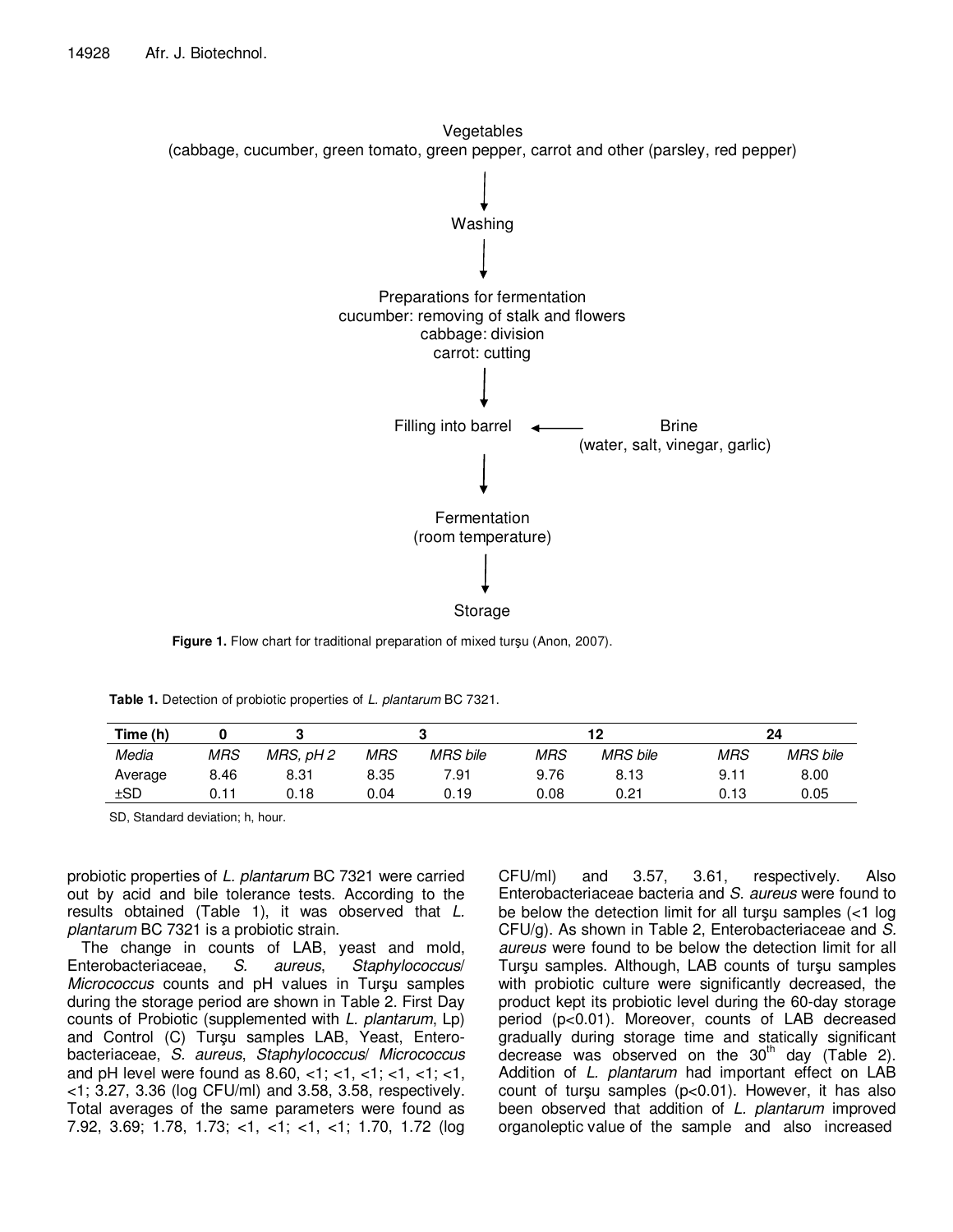Vegetables
(cabbage, cucumber, green tomato, green pepper, carrot and other (parsley, red pepper)

Washing

Preparations for fermentation
cucumber: removing of stalk and flowers
cabbage: division
carrot: cutting

Filling into barrel

Brine
(water, salt, vinegar, garlic)

Fermentation
(room temperature)

Storage

**Figure 1.** Flow chart for traditional preparation of mixed turşu (Anon, 2007).

**Table 1.** Detection of probiotic properties of *L. plantarum* BC 7321.

| Time (h) | 0 | 3 | 3 | | 12 | | 24 | |
|---|---|---|---|---|---|---|---|---|
| *Media* | *MRS* | *MRS, pH 2* | *MRS* | *MRS bile* | *MRS* | *MRS bile* | *MRS* | *MRS bile* |
| Average | 8.46 | 8.31 | 8.35 | 7.91 | 9.76 | 8.13 | 9.11 | 8.00 |
| ±SD | 0.11 | 0.18 | 0.04 | 0.19 | 0.08 | 0.21 | 0.13 | 0.05 |

SD, Standard deviation; h, hour.

probiotic properties of *L. plantarum* BC 7321 were carried out by acid and bile tolerance tests. According to the results obtained (Table 1), it was observed that *L. plantarum* BC 7321 is a probiotic strain.

The change in counts of LAB, yeast and mold, Enterobacteriaceae, *S. aureus*, *Staphylococcus*/ *Micrococcus* counts and pH values in Turşu samples during the storage period are shown in Table 2. First Day counts of Probiotic (supplemented with *L. plantarum*, Lp) and Control (C) Turşu samples LAB, Yeast, Enterobacteriaceae, *S. aureus*, *Staphylococcus*/ *Micrococcus* and pH level were found as 8.60, <1; <1, <1; <1, <1; <1, <1; 3.27, 3.36 (log CFU/ml) and 3.58, 3.58, respectively. Total averages of the same parameters were found as 7.92, 3.69; 1.78, 1.73; <1, <1; <1, <1; 1.70, 1.72 (log CFU/ml) and 3.57, 3.61, respectively. Also Enterobacteriaceae bacteria and *S. aureus* were found to be below the detection limit for all turşu samples (<1 log CFU/g). As shown in Table 2, Enterobacteriaceae and *S. aureus* were found to be below the detection limit for all Turşu samples. Although, LAB counts of turşu samples with probiotic culture were significantly decreased, the product kept its probiotic level during the 60-day storage period ($p<0.01$). Moreover, counts of LAB decreased gradually during storage time and statically significant decrease was observed on the 30[th] day (Table 2). Addition of *L. plantarum* had important effect on LAB count of turşu samples ($p<0.01$). However, it has also been observed that addition of *L. plantarum* improved organoleptic value of the sample and also increased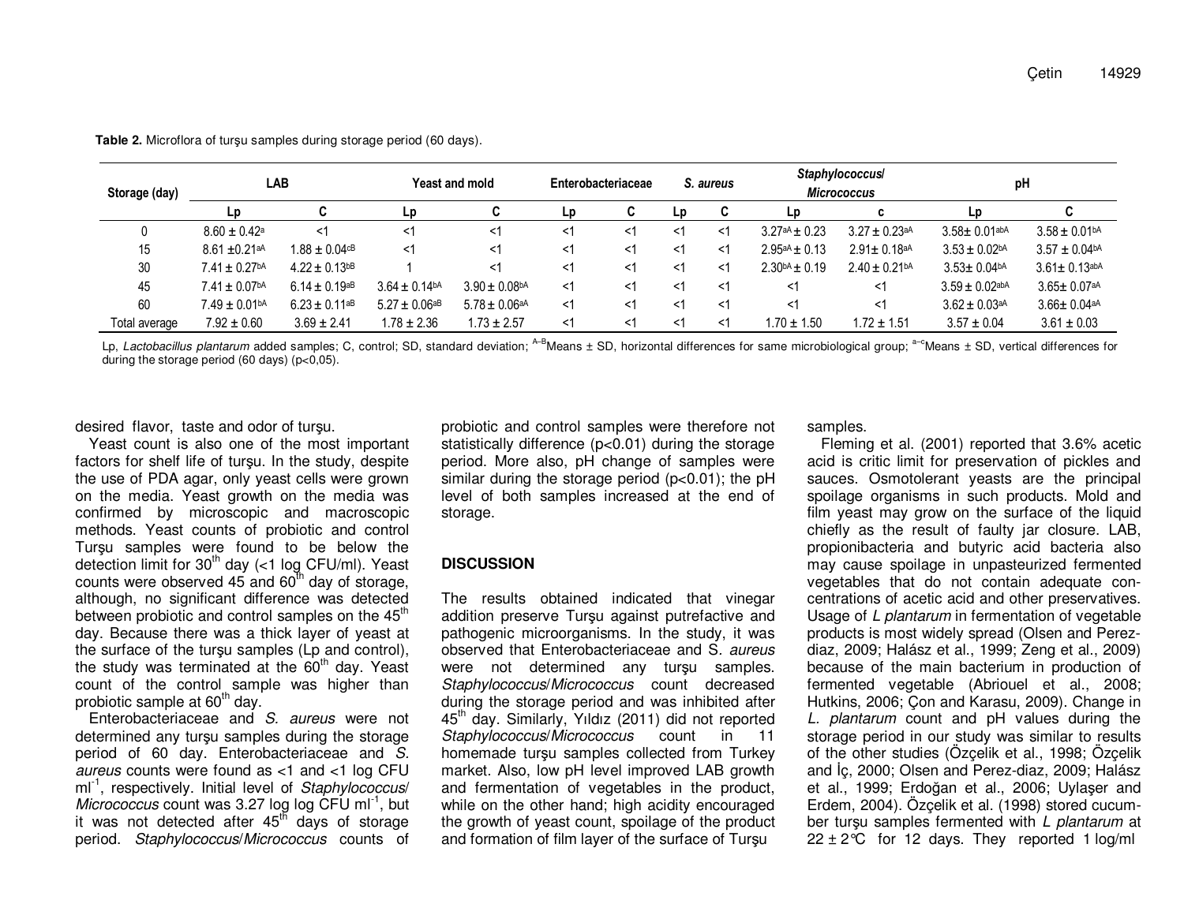**Table 2.** Microflora of turşu samples during storage period (60 days).

| Storage (day) | LAB | | Yeast and mold | | Enterobacteriaceae | | *S. aureus* | | *Staphylococcus*/ *Micrococcus* | | pH | |
|---|---|---|---|---|---|---|---|---|---|---|---|---|
| | Lp | C | Lp | C | Lp | C | Lp | C | Lp | c | Lp | C |
| 0 | 8.60 ± 0.42[a] | <1 | <1 | <1 | <1 | <1 | <1 | <1 | 3.27[aA] ± 0.23 | 3.27 ± 0.23[aA] | 3.58± 0.01[abA] | 3.58 ± 0.01[bA] |
| 15 | 8.61 ±0.21[aA] | 1.88 ± 0.04[cB] | <1 | <1 | <1 | <1 | <1 | <1 | 2.95[aA] ± 0.13 | 2.91± 0.18[aA] | 3.53 ± 0.02[bA] | 3.57 ± 0.04[bA] |
| 30 | 7.41 ± 0.27[bA] | 4.22 ± 0.13[bB] | 1 | <1 | <1 | <1 | <1 | <1 | 2.30[bA] ± 0.19 | 2.40 ± 0.21[bA] | 3.53± 0.04[bA] | 3.61± 0.13[abA] |
| 45 | 7.41 ± 0.07[bA] | 6.14 ± 0.19[aB] | 3.64 ± 0.14[bA] | 3.90 ± 0.08[bA] | <1 | <1 | <1 | <1 | <1 | <1 | 3.59 ± 0.02[abA] | 3.65± 0.07[aA] |
| 60 | 7.49 ± 0.01[bA] | 6.23 ± 0.11[aB] | 5.27 ± 0.06[aB] | 5.78 ± 0.06[aA] | <1 | <1 | <1 | <1 | <1 | <1 | 3.62 ± 0.03[aA] | 3.66± 0.04[aA] |
| Total average | 7.92 ± 0.60 | 3.69 ± 2.41 | 1.78 ± 2.36 | 1.73 ± 2.57 | <1 | <1 | <1 | <1 | 1.70 ± 1.50 | 1.72 ± 1.51 | 3.57 ± 0.04 | 3.61 ± 0.03 |

Lp, *Lactobacillus plantarum* added samples; C, control; SD, standard deviation; [A–B]Means ± SD, horizontal differences for same microbiological group; [a–c]Means ± SD, vertical differences for during the storage period (60 days) ($p<0,05$).

desired flavor, taste and odor of turşu.

Yeast count is also one of the most important factors for shelf life of turşu. In the study, despite the use of PDA agar, only yeast cells were grown on the media. Yeast growth on the media was confirmed by microscopic and macroscopic methods. Yeast counts of probiotic and control Turşu samples were found to be below the detection limit for 30[th] day (<1 log CFU/ml). Yeast counts were observed 45 and 60[th] day of storage, although, no significant difference was detected between probiotic and control samples on the 45[th] day. Because there was a thick layer of yeast at the surface of the turşu samples (Lp and control), the study was terminated at the 60[th] day. Yeast count of the control sample was higher than probiotic sample at 60[th] day.

Enterobacteriaceae and *S. aureus* were not determined any turşu samples during the storage period of 60 day. Enterobacteriaceae and *S. aureus* counts were found as <1 and <1 log CFU $ml^{-1}$, respectively. Initial level of *Staphylococcus*/ *Micrococcus* count was 3.27 log log CFU $ml^{-1}$, but it was not detected after 45[th] days of storage period. *Staphylococcus*/*Micrococcus* counts of probiotic and control samples were therefore not statistically difference ($p<0.01$) during the storage period. More also, pH change of samples were similar during the storage period ($p<0.01$); the pH level of both samples increased at the end of storage.

## DISCUSSION

The results obtained indicated that vinegar addition preserve Turşu against putrefactive and pathogenic microorganisms. In the study, it was observed that Enterobacteriaceae and S. *aureus* were not determined any turşu samples. *Staphylococcus*/*Micrococcus* count decreased during the storage period and was inhibited after 45[th] day. Similarly, Yıldız (2011) did not reported *Staphylococcus*/*Micrococcus* count in 11 homemade turşu samples collected from Turkey market. Also, low pH level improved LAB growth and fermentation of vegetables in the product, while on the other hand; high acidity encouraged the growth of yeast count, spoilage of the product and formation of film layer of the surface of Turşu samples.

Fleming et al. (2001) reported that 3.6% acetic acid is critic limit for preservation of pickles and sauces. Osmotolerant yeasts are the principal spoilage organisms in such products. Mold and film yeast may grow on the surface of the liquid chiefly as the result of faulty jar closure. LAB, propionibacteria and butyric acid bacteria also may cause spoilage in unpasteurized fermented vegetables that do not contain adequate concentrations of acetic acid and other preservatives. Usage of *L plantarum* in fermentation of vegetable products is most widely spread (Olsen and Perez-diaz, 2009; Halász et al., 1999; Zeng et al., 2009) because of the main bacterium in production of fermented vegetable (Abriouel et al., 2008; Hutkins, 2006; Çon and Karasu, 2009). Change in *L. plantarum* count and pH values during the storage period in our study was similar to results of the other studies (Özçelik et al., 1998; Özçelik and İç, 2000; Olsen and Perez-diaz, 2009; Halász et al., 1999; Erdoğan et al., 2006; Uylaşer and Erdem, 2004). Özçelik et al. (1998) stored cucumber turşu samples fermented with *L plantarum* at 22 ± 2°C for 12 days. They reported 1 log/ml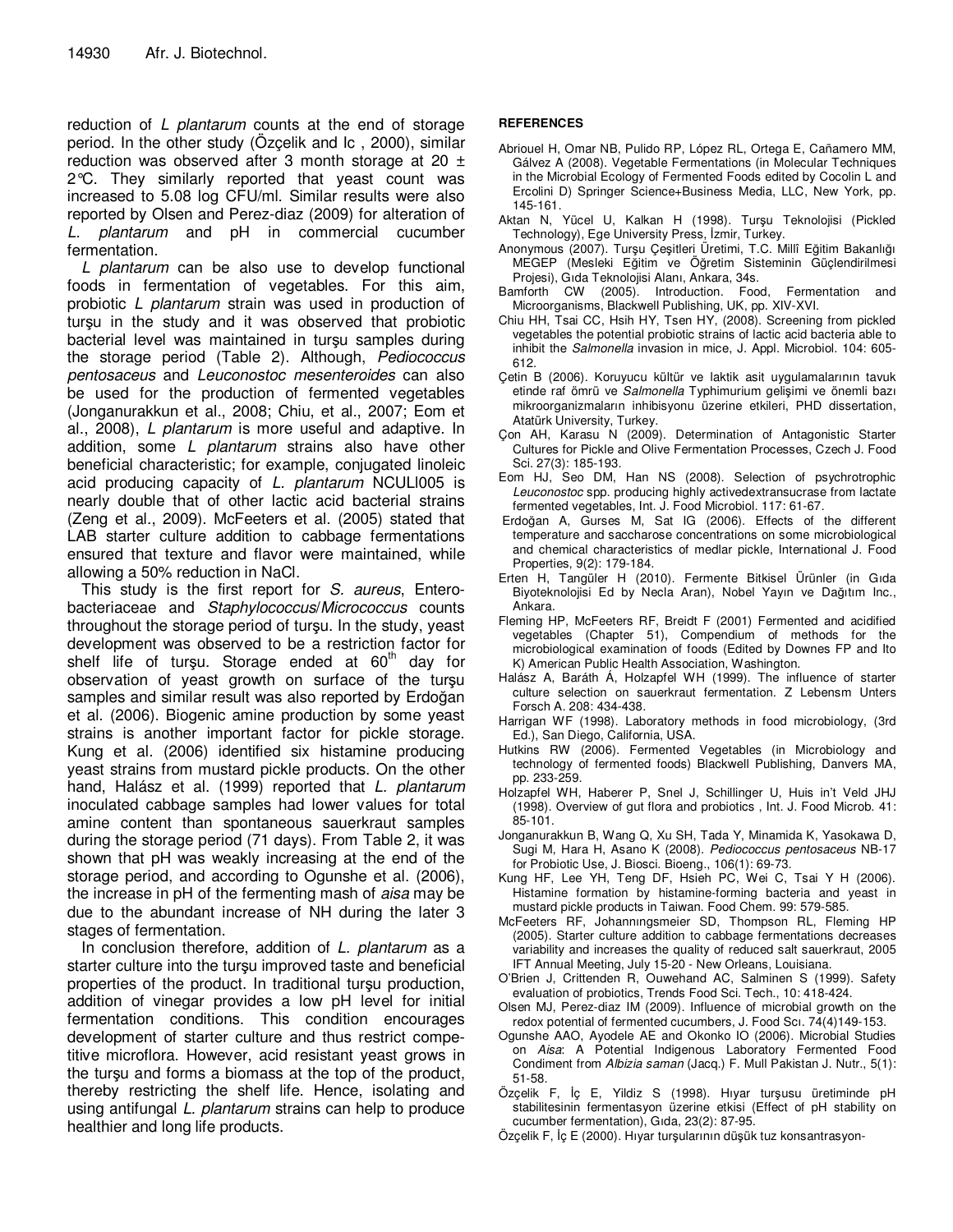reduction of *L plantarum* counts at the end of storage period. In the other study (Özçelik and Ic , 2000), similar reduction was observed after 3 month storage at 20 ± 2°C. They similarly reported that yeast count was increased to 5.08 log CFU/ml. Similar results were also reported by Olsen and Perez-diaz (2009) for alteration of *L. plantarum* and pH in commercial cucumber fermentation.

*L plantarum* can be also use to develop functional foods in fermentation of vegetables. For this aim, probiotic *L plantarum* strain was used in production of turşu in the study and it was observed that probiotic bacterial level was maintained in turşu samples during the storage period (Table 2). Although, *Pediococcus pentosaceus* and *Leuconostoc mesenteroides* can also be used for the production of fermented vegetables (Jonganurakkun et al., 2008; Chiu, et al., 2007; Eom et al., 2008), *L plantarum* is more useful and adaptive. In addition, some *L plantarum* strains also have other beneficial characteristic; for example, conjugated linoleic acid producing capacity of *L. plantarum* NCULI005 is nearly double that of other lactic acid bacterial strains (Zeng et al., 2009). McFeeters et al. (2005) stated that LAB starter culture addition to cabbage fermentations ensured that texture and flavor were maintained, while allowing a 50% reduction in NaCl.

This study is the first report for *S. aureus*, Enterobacteriaceae and *Staphylococcus*/*Micrococcus* counts throughout the storage period of turşu. In the study, yeast development was observed to be a restriction factor for shelf life of turşu. Storage ended at 60[th] day for observation of yeast growth on surface of the turşu samples and similar result was also reported by Erdoğan et al. (2006). Biogenic amine production by some yeast strains is another important factor for pickle storage. Kung et al. (2006) identified six histamine producing yeast strains from mustard pickle products. On the other hand, Halász et al. (1999) reported that *L. plantarum* inoculated cabbage samples had lower values for total amine content than spontaneous sauerkraut samples during the storage period (71 days). From Table 2, it was shown that pH was weakly increasing at the end of the storage period, and according to Ogunshe et al. (2006), the increase in pH of the fermenting mash of *aisa* may be due to the abundant increase of NH during the later 3 stages of fermentation.

In conclusion therefore, addition of *L. plantarum* as a starter culture into the turşu improved taste and beneficial properties of the product. In traditional turşu production, addition of vinegar provides a low pH level for initial fermentation conditions. This condition encourages development of starter culture and thus restrict competitive microflora. However, acid resistant yeast grows in the turşu and forms a biomass at the top of the product, thereby restricting the shelf life. Hence, isolating and using antifungal *L. plantarum* strains can help to produce healthier and long life products.

**REFERENCES**

Abriouel H, Omar NB, Pulido RP, López RL, Ortega E, Cañamero MM, Gálvez A (2008). Vegetable Fermentations (in Molecular Techniques in the Microbial Ecology of Fermented Foods edited by Cocolin L and Ercolini D) Springer Science+Business Media, LLC, New York, pp. 145-161.

Aktan N, Yücel U, Kalkan H (1998). Turşu Teknolojisi (Pickled Technology), Ege University Press, İzmir, Turkey.

Anonymous (2007). Turşu Çeşitleri Üretimi, T.C. Millî Eğitim Bakanlığı MEGEP (Mesleki Eğitim ve Öğretim Sisteminin Güçlendirilmesi Projesi), Gıda Teknolojisi Alanı, Ankara, 34s.

Bamforth CW (2005). Introduction. Food, Fermentation and Microorganisms, Blackwell Publishing, UK, pp. XIV-XVI.

Chiu HH, Tsai CC, Hsih HY, Tsen HY, (2008). Screening from pickled vegetables the potential probiotic strains of lactic acid bacteria able to inhibit the *Salmonella* invasion in mice, J. Appl. Microbiol. 104: 605-612.

Çetin B (2006). Koruyucu kültür ve laktik asit uygulamalarının tavuk etinde raf ömrü ve *Salmonella* Typhimurium gelişimi ve önemli bazı mikroorganizmaların inhibisyonu üzerine etkileri, PHD dissertation, Atatürk University, Turkey.

Çon AH, Karasu N (2009). Determination of Antagonistic Starter Cultures for Pickle and Olive Fermentation Processes, Czech J. Food Sci. 27(3): 185-193.

Eom HJ, Seo DM, Han NS (2008). Selection of psychrotrophic *Leuconostoc* spp. producing highly activedextransucrase from lactate fermented vegetables, Int. J. Food Microbiol. 117: 61-67.

Erdoğan A, Gurses M, Sat IG (2006). Effects of the different temperature and saccharose concentrations on some microbiological and chemical characteristics of medlar pickle, International J. Food Properties, 9(2): 179-184.

Erten H, Tangüler H (2010). Fermente Bitkisel Ürünler (in Gıda Biyoteknolojisi Ed by Necla Aran), Nobel Yayın ve Dağıtım Inc., Ankara.

Fleming HP, McFeeters RF, Breidt F (2001) Fermented and acidified vegetables (Chapter 51), Compendium of methods for the microbiological examination of foods (Edited by Downes FP and Ito K) American Public Health Association, Washington.

Halász A, Baráth Á, Holzapfel WH (1999). The influence of starter culture selection on sauerkraut fermentation. Z Lebensm Unters Forsch A. 208: 434-438.

Harrigan WF (1998). Laboratory methods in food microbiology, (3rd Ed.), San Diego, California, USA.

Hutkins RW (2006). Fermented Vegetables (in Microbiology and technology of fermented foods) Blackwell Publishing, Danvers MA, pp. 233-259.

Holzapfel WH, Haberer P, Snel J, Schillinger U, Huis in't Veld JHJ (1998). Overview of gut flora and probiotics , Int. J. Food Microb. 41: 85-101.

Jonganurakkun B, Wang Q, Xu SH, Tada Y, Minamida K, Yasokawa D, Sugi M, Hara H, Asano K (2008). *Pediococcus pentosaceus* NB-17 for Probiotic Use, J. Biosci. Bioeng., 106(1): 69-73.

Kung HF, Lee YH, Teng DF, Hsieh PC, Wei C, Tsai Y H (2006). Histamine formation by histamine-forming bacteria and yeast in mustard pickle products in Taiwan. Food Chem. 99: 579-585.

McFeeters RF, Johannıngsmeier SD, Thompson RL, Fleming HP (2005). Starter culture addition to cabbage fermentations decreases variability and increases the quality of reduced salt sauerkraut, 2005 IFT Annual Meeting, July 15-20 - New Orleans, Louisiana.

O'Brien J, Crittenden R, Ouwehand AC, Salminen S (1999). Safety evaluation of probiotics, Trends Food Sci. Tech., 10: 418-424.

Olsen MJ, Perez-diaz IM (2009). Influence of microbial growth on the redox potential of fermented cucumbers, J. Food Scı. 74(4)149-153.

Ogunshe AAO, Ayodele AE and Okonko IO (2006). Microbial Studies on *Aisa*: A Potential Indigenous Laboratory Fermented Food Condiment from *Albizia saman* (Jacq.) F. Mull Pakistan J. Nutr., 5(1): 51-58.

Özçelik F, İç E, Yildiz S (1998). Hıyar turşusu üretiminde pH stabilitesinin fermentasyon üzerine etkisi (Effect of pH stability on cucumber fermentation), Gıda, 23(2): 87-95.

Özçelik F, İç E (2000). Hıyar turşularının düşük tuz konsantrasyon-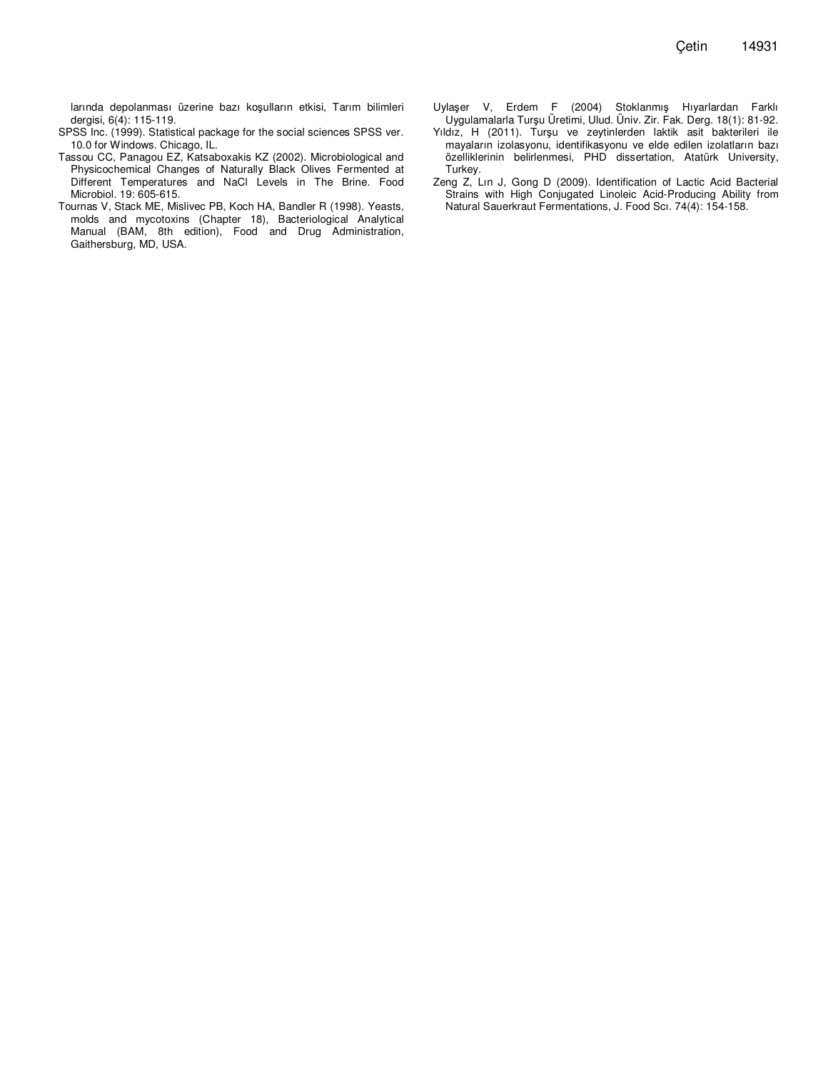larında depolanması üzerine bazı koşulların etkisi, Tarım bilimleri dergisi, 6(4): 115-119.

SPSS Inc. (1999). Statistical package for the social sciences SPSS ver. 10.0 for Windows. Chicago, IL.

Tassou CC, Panagou EZ, Katsaboxakis KZ (2002). Microbiological and Physicochemical Changes of Naturally Black Olives Fermented at Different Temperatures and NaCl Levels in The Brine. Food Microbiol. 19: 605-615.

Tournas V, Stack ME, Mislivec PB, Koch HA, Bandler R (1998). Yeasts, molds and mycotoxins (Chapter 18), Bacteriological Analytical Manual (BAM, 8th edition), Food and Drug Administration, Gaithersburg, MD, USA.

Uylaşer V, Erdem F (2004) Stoklanmış Hıyarlardan Farklı Uygulamalarla Turşu Üretimi, Ulud. Üniv. Zir. Fak. Derg. 18(1): 81-92.

Yıldız, H (2011). Turşu ve zeytinlerden laktik asit bakterileri ile mayaların izolasyonu, identifikasyonu ve elde edilen izolatların bazı özelliklerinin belirlenmesi, PHD dissertation, Atatürk University, Turkey.

Zeng Z, Lın J, Gong D (2009). Identification of Lactic Acid Bacterial Strains with High Conjugated Linoleic Acid-Producing Ability from Natural Sauerkraut Fermentations, J. Food Scı. 74(4): 154-158.